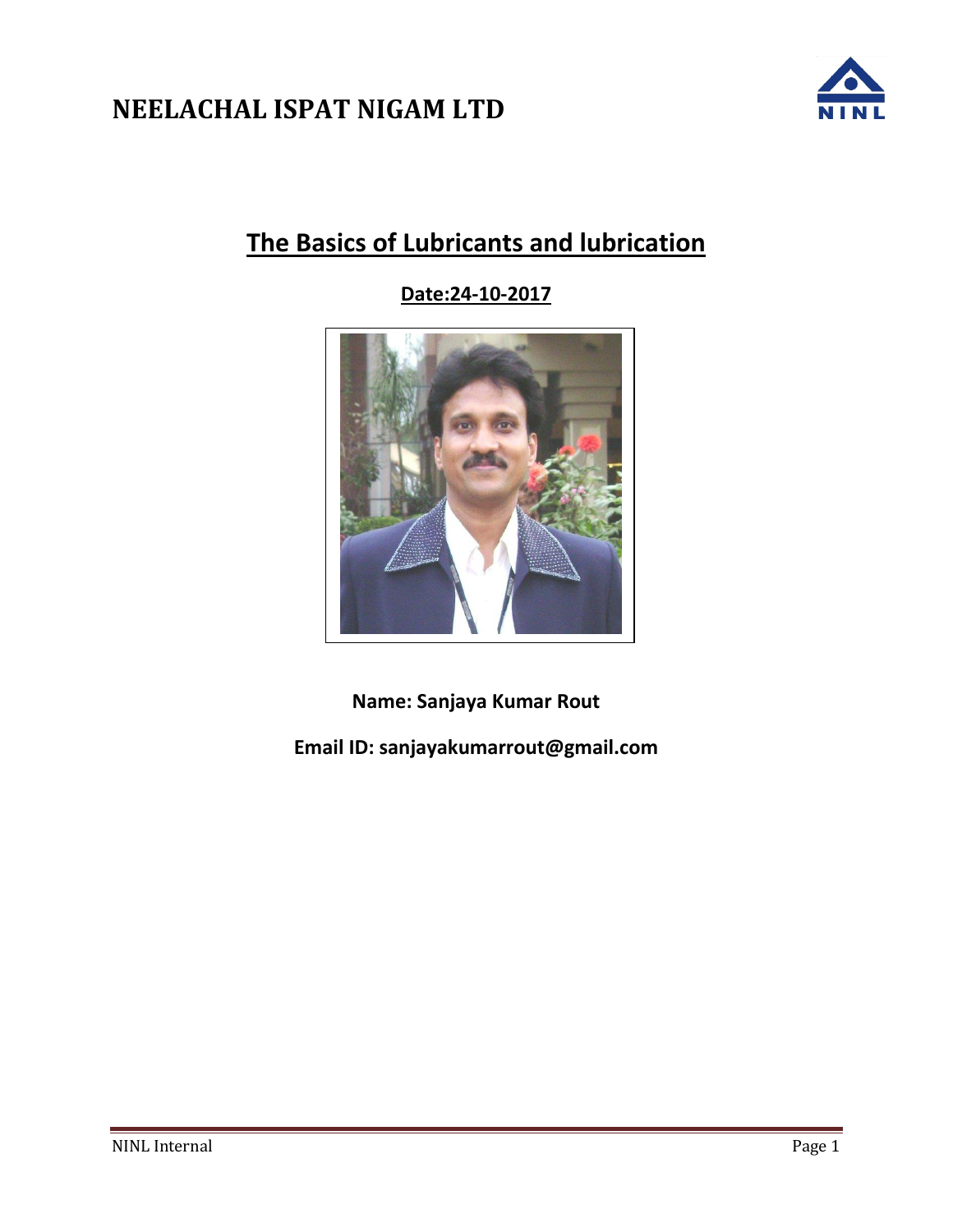# NEELACHAL ISPAT NIGAM LTD

## The Basics of Lubricants and lubrication

**Date:24-10-2017**

**Name: Sanjaya Kumar Rout**

**Email ID: sanjayakumarrout@gmail.com**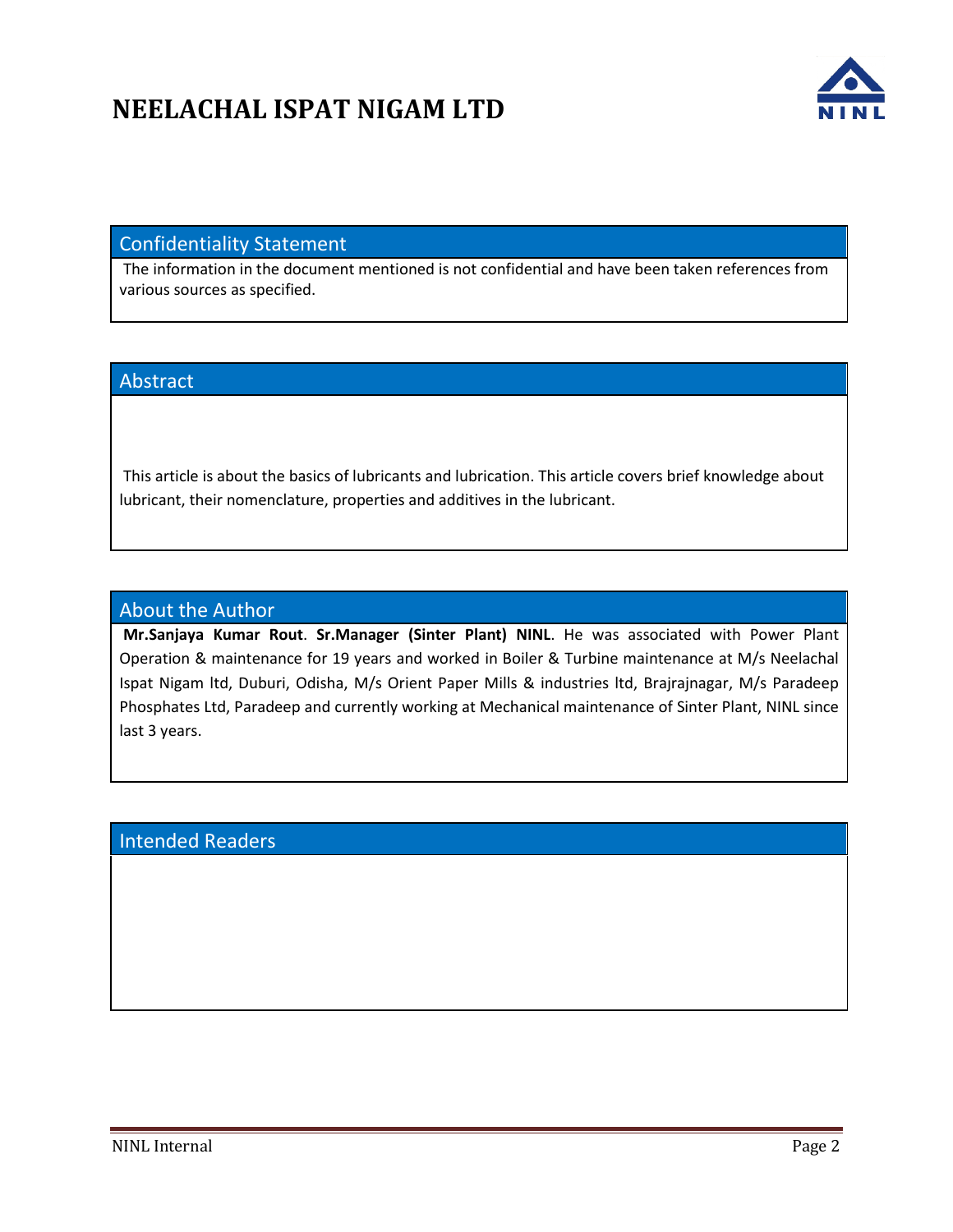# NEELACHAL ISPAT NIGAM LTD

## Confidentiality Statement

The information in the document mentioned is not confidential and have been taken references from various sources as specified.

## Abstract

This article is about the basics of lubricants and lubrication. This article covers brief knowledge about lubricant, their nomenclature, properties and additives in the lubricant.

## About the Author

**Mr.Sanjaya Kumar Rout**. **Sr.Manager (Sinter Plant) NINL**. He was associated with Power Plant Operation & maintenance for 19 years and worked in Boiler & Turbine maintenance at M/s Neelachal Ispat Nigam ltd, Duburi, Odisha, M/s Orient Paper Mills & industries ltd, Brajrajnagar, M/s Paradeep Phosphates Ltd, Paradeep and currently working at Mechanical maintenance of Sinter Plant, NINL since last 3 years.

## Intended Readers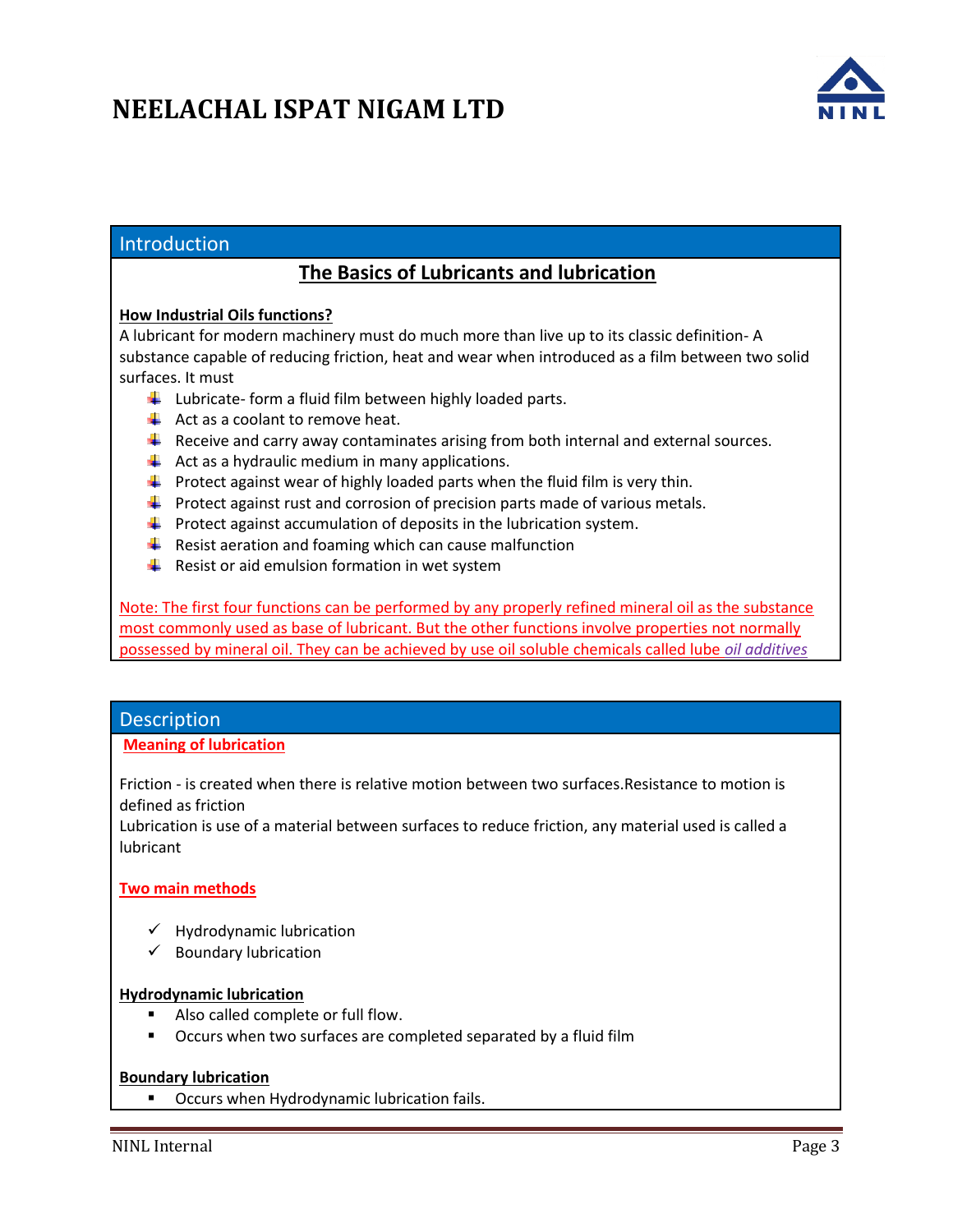# NEELACHAL ISPAT NIGAM LTD

## Introduction

### The Basics of Lubricants and lubrication

**How Industrial Oils functions?**

A lubricant for modern machinery must do much more than live up to its classic definition- A substance capable of reducing friction, heat and wear when introduced as a film between two solid surfaces. It must

- Lubricate- form a fluid film between highly loaded parts.
- Act as a coolant to remove heat.
- Receive and carry away contaminates arising from both internal and external sources.
- Act as a hydraulic medium in many applications.
- Protect against wear of highly loaded parts when the fluid film is very thin.
- Protect against rust and corrosion of precision parts made of various metals.
- Protect against accumulation of deposits in the lubrication system.
- Resist aeration and foaming which can cause malfunction
- Resist or aid emulsion formation in wet system

Note: The first four functions can be performed by any properly refined mineral oil as the substance most commonly used as base of lubricant. But the other functions involve properties not normally possessed by mineral oil. They can be achieved by use oil soluble chemicals called lube *oil additives*

## Description

**Meaning of lubrication**

Friction - is created when there is relative motion between two surfaces.Resistance to motion is defined as friction

Lubrication is use of a material between surfaces to reduce friction, any material used is called a lubricant

**Two main methods**

- ✓ Hydrodynamic lubrication
- ✓ Boundary lubrication

**Hydrodynamic lubrication**

- Also called complete or full flow.
- Occurs when two surfaces are completed separated by a fluid film

**Boundary lubrication**

- Occurs when Hydrodynamic lubrication fails.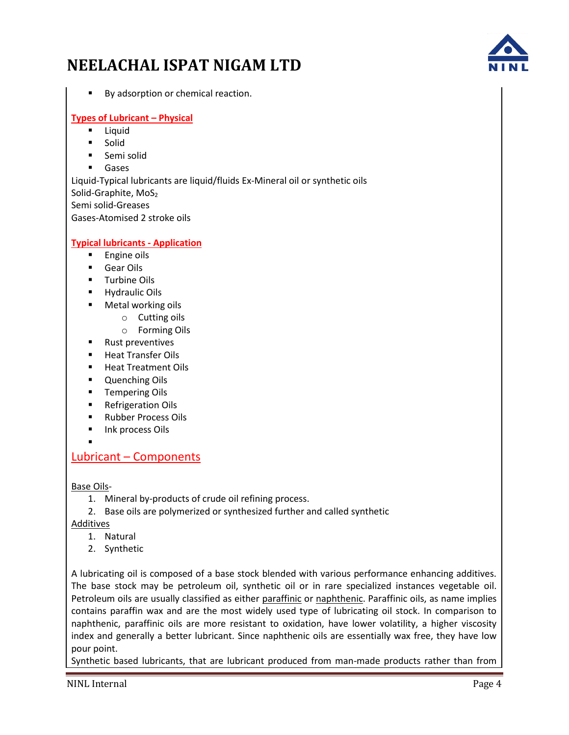- By adsorption or chemical reaction.

**Types of Lubricant – Physical**

- Liquid
- Solid
- Semi solid
- Gases

Liquid-Typical lubricants are liquid/fluids Ex-Mineral oil or synthetic oils
Solid-Graphite, $MoS_2$
Semi solid-Greases
Gases-Atomised 2 stroke oils

**Typical lubricants - Application**

- Engine oils
- Gear Oils
- Turbine Oils
- Hydraulic Oils
- Metal working oils
  - Cutting oils
  - Forming Oils
- Rust preventives
- Heat Transfer Oils
- Heat Treatment Oils
- Quenching Oils
- Tempering Oils
- Refrigeration Oils
- Rubber Process Oils
- Ink process Oils

## Lubricant – Components

Base Oils-

1. Mineral by-products of crude oil refining process.
2. Base oils are polymerized or synthesized further and called synthetic

Additives

1. Natural
2. Synthetic

A lubricating oil is composed of a base stock blended with various performance enhancing additives. The base stock may be petroleum oil, synthetic oil or in rare specialized instances vegetable oil. Petroleum oils are usually classified as either paraffinic or naphthenic. Paraffinic oils, as name implies contains paraffin wax and are the most widely used type of lubricating oil stock. In comparison to naphthenic, paraffinic oils are more resistant to oxidation, have lower volatility, a higher viscosity index and generally a better lubricant. Since naphthenic oils are essentially wax free, they have low pour point.

Synthetic based lubricants, that are lubricant produced from man-made products rather than from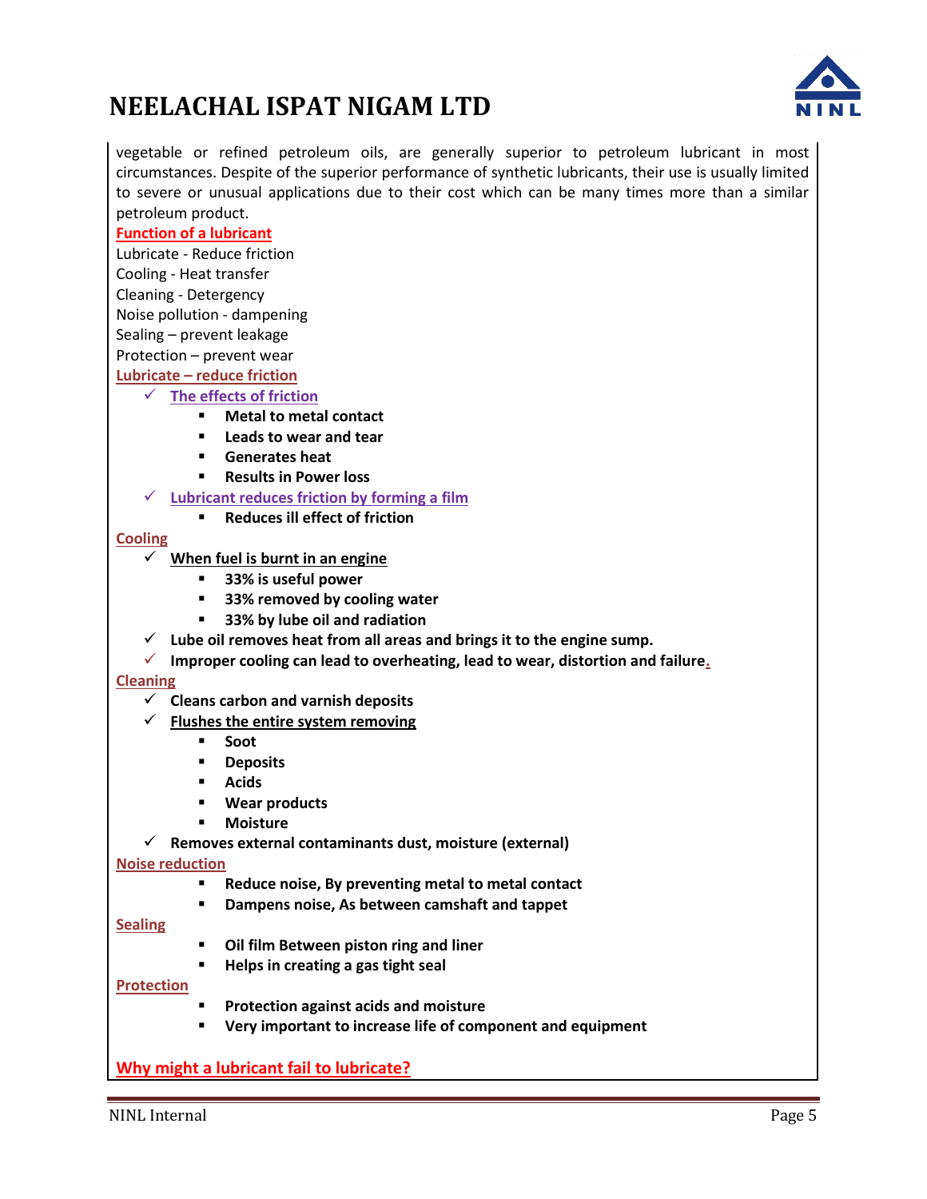vegetable or refined petroleum oils, are generally superior to petroleum lubricant in most circumstances. Despite of the superior performance of synthetic lubricants, their use is usually limited to severe or unusual applications due to their cost which can be many times more than a similar petroleum product.

**Function of a lubricant**

Lubricate - Reduce friction
Cooling - Heat transfer
Cleaning - Detergency
Noise pollution - dampening
Sealing – prevent leakage
Protection – prevent wear

**Lubricate – reduce friction**

- ✓ **The effects of friction**
  - **Metal to metal contact**
  - **Leads to wear and tear**
  - **Generates heat**
  - **Results in Power loss**
- ✓ **Lubricant reduces friction by forming a film**
  - **Reduces ill effect of friction**

**Cooling**

- ✓ **When fuel is burnt in an engine**
  - **33% is useful power**
  - **33% removed by cooling water**
  - **33% by lube oil and radiation**
- ✓ **Lube oil removes heat from all areas and brings it to the engine sump.**
- ✓ **Improper cooling can lead to overheating, lead to wear, distortion and failure.**

**Cleaning**

- ✓ **Cleans carbon and varnish deposits**
- ✓ **Flushes the entire system removing**
  - **Soot**
  - **Deposits**
  - **Acids**
  - **Wear products**
  - **Moisture**
- ✓ **Removes external contaminants dust, moisture (external)**

**Noise reduction**

- **Reduce noise, By preventing metal to metal contact**
- **Dampens noise, As between camshaft and tappet**

**Sealing**

- **Oil film Between piston ring and liner**
- **Helps in creating a gas tight seal**

**Protection**

- **Protection against acids and moisture**
- **Very important to increase life of component and equipment**

**Why might a lubricant fail to lubricate?**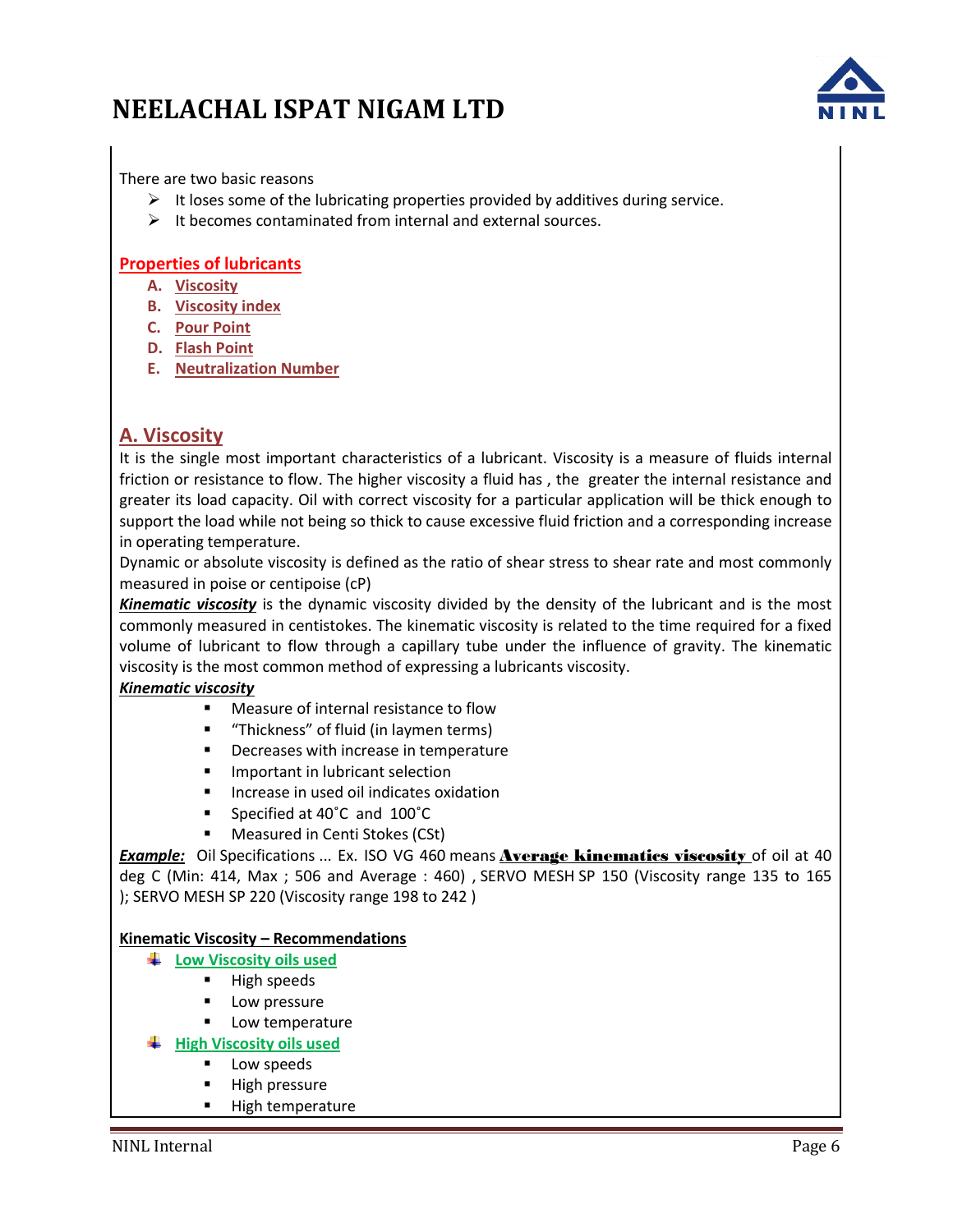There are two basic reasons

- It loses some of the lubricating properties provided by additives during service.
- It becomes contaminated from internal and external sources.

**Properties of lubricants**

A. **Viscosity**
B. **Viscosity index**
C. **Pour Point**
D. **Flash Point**
E. **Neutralization Number**

## A. Viscosity

It is the single most important characteristics of a lubricant. Viscosity is a measure of fluids internal friction or resistance to flow. The higher viscosity a fluid has , the greater the internal resistance and greater its load capacity. Oil with correct viscosity for a particular application will be thick enough to support the load while not being so thick to cause excessive fluid friction and a corresponding increase in operating temperature.

Dynamic or absolute viscosity is defined as the ratio of shear stress to shear rate and most commonly measured in poise or centipoise (cP)

***Kinematic viscosity*** is the dynamic viscosity divided by the density of the lubricant and is the most commonly measured in centistokes. The kinematic viscosity is related to the time required for a fixed volume of lubricant to flow through a capillary tube under the influence of gravity. The kinematic viscosity is the most common method of expressing a lubricants viscosity.

***Kinematic viscosity***

- Measure of internal resistance to flow
- "Thickness" of fluid (in laymen terms)
- Decreases with increase in temperature
- Important in lubricant selection
- Increase in used oil indicates oxidation
- Specified at 40˚C and 100˚C
- Measured in Centi Stokes (CSt)

***Example:*** Oil Specifications ... Ex. ISO VG 460 means **Average kinematics viscosity** of oil at 40 deg C (Min: 414, Max ; 506 and Average : 460) , SERVO MESH SP 150 (Viscosity range 135 to 165 ); SERVO MESH SP 220 (Viscosity range 198 to 242 )

**Kinematic Viscosity – Recommendations**

- **Low Viscosity oils used**
  - High speeds
  - Low pressure
  - Low temperature
- **High Viscosity oils used**
  - Low speeds
  - High pressure
  - High temperature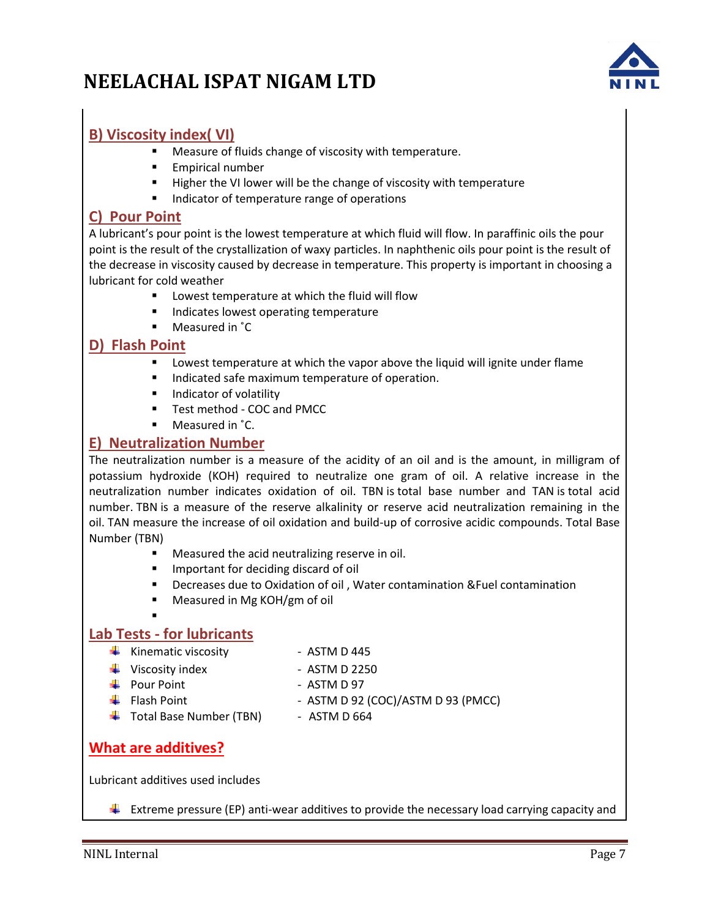## B) Viscosity index( VI)

- Measure of fluids change of viscosity with temperature.
- Empirical number
- Higher the VI lower will be the change of viscosity with temperature
- Indicator of temperature range of operations

## C) Pour Point

A lubricant's pour point is the lowest temperature at which fluid will flow. In paraffinic oils the pour point is the result of the crystallization of waxy particles. In naphthenic oils pour point is the result of the decrease in viscosity caused by decrease in temperature. This property is important in choosing a lubricant for cold weather

- Lowest temperature at which the fluid will flow
- Indicates lowest operating temperature
- Measured in ˚C

## D) Flash Point

- Lowest temperature at which the vapor above the liquid will ignite under flame
- Indicated safe maximum temperature of operation.
- Indicator of volatility
- Test method - COC and PMCC
- Measured in ˚C.

## E) Neutralization Number

The neutralization number is a measure of the acidity of an oil and is the amount, in milligram of potassium hydroxide (KOH) required to neutralize one gram of oil. A relative increase in the neutralization number indicates oxidation of oil. TBN is total base number and TAN is total acid number. TBN is a measure of the reserve alkalinity or reserve acid neutralization remaining in the oil. TAN measure the increase of oil oxidation and build-up of corrosive acidic compounds. Total Base Number (TBN)

- Measured the acid neutralizing reserve in oil.
- Important for deciding discard of oil
- Decreases due to Oxidation of oil , Water contamination &Fuel contamination
- Measured in Mg KOH/gm of oil

## Lab Tests - for lubricants

- Kinematic viscosity - ASTM D 445
- Viscosity index - ASTM D 2250
- Pour Point - ASTM D 97
- Flash Point - ASTM D 92 (COC)/ASTM D 93 (PMCC)
- Total Base Number (TBN) - ASTM D 664

## What are additives?

Lubricant additives used includes

- Extreme pressure (EP) anti-wear additives to provide the necessary load carrying capacity and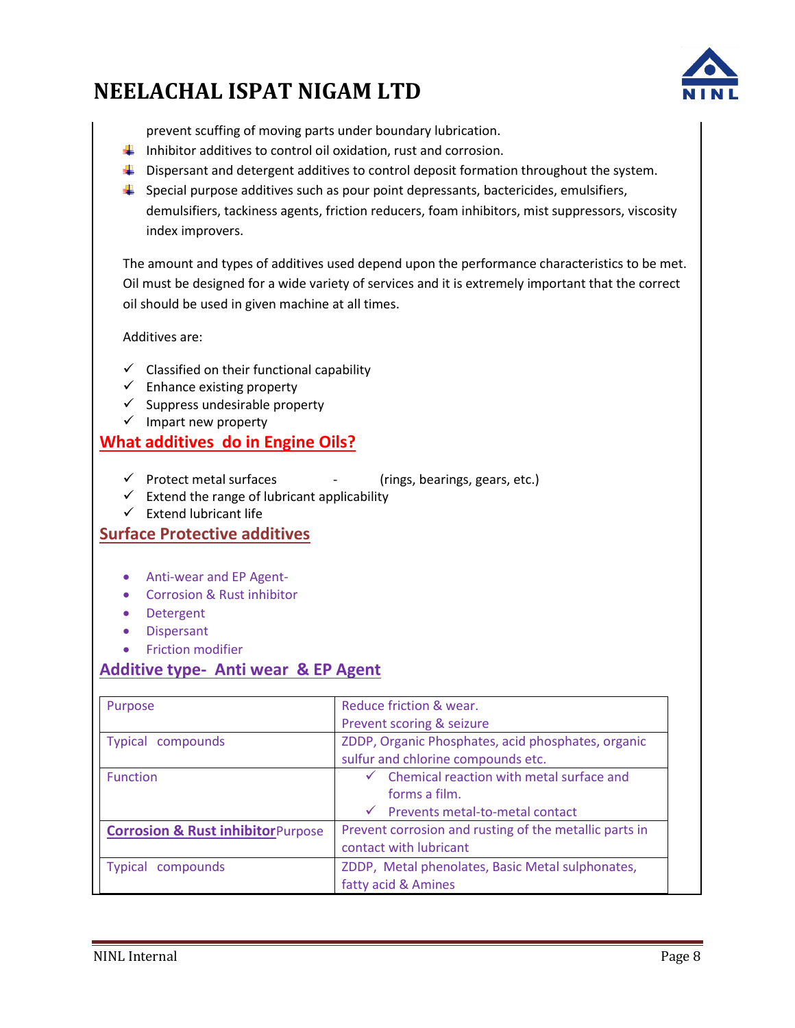prevent scuffing of moving parts under boundary lubrication.

- Inhibitor additives to control oil oxidation, rust and corrosion.
- Dispersant and detergent additives to control deposit formation throughout the system.
- Special purpose additives such as pour point depressants, bactericides, emulsifiers, demulsifiers, tackiness agents, friction reducers, foam inhibitors, mist suppressors, viscosity index improvers.

The amount and types of additives used depend upon the performance characteristics to be met. Oil must be designed for a wide variety of services and it is extremely important that the correct oil should be used in given machine at all times.

Additives are:

- ✓ Classified on their functional capability
- ✓ Enhance existing property
- ✓ Suppress undesirable property
- ✓ Impart new property

## What additives do in Engine Oils?

- ✓ Protect metal surfaces - (rings, bearings, gears, etc.)
- ✓ Extend the range of lubricant applicability
- ✓ Extend lubricant life

## Surface Protective additives

- Anti-wear and EP Agent-
- Corrosion & Rust inhibitor
- Detergent
- Dispersant
- Friction modifier

## Additive type- Anti wear & EP Agent

| | |
|---|---|
| Purpose | Reduce friction & wear.<br>Prevent scoring & seizure |
| Typical compounds | ZDDP, Organic Phosphates, acid phosphates, organic sulfur and chlorine compounds etc. |
| Function | ✓ Chemical reaction with metal surface and forms a film.<br>✓ Prevents metal-to-metal contact |
| **Corrosion & Rust inhibitor** Purpose | Prevent corrosion and rusting of the metallic parts in contact with lubricant |
| Typical compounds | ZDDP, Metal phenolates, Basic Metal sulphonates, fatty acid & Amines |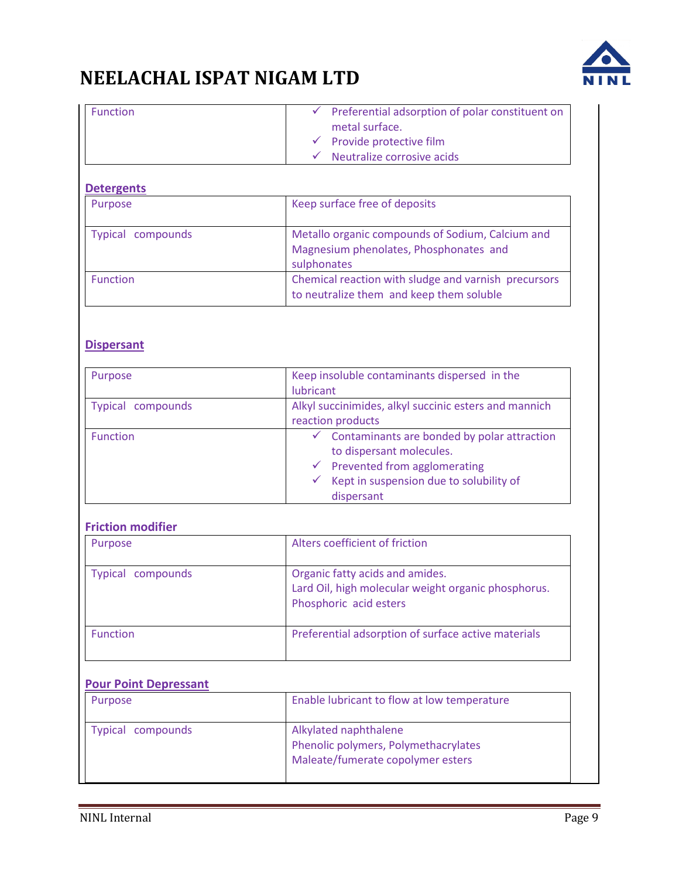| Function | ✓ Preferential adsorption of polar constituent on metal surface.<br>✓ Provide protective film<br>✓ Neutralize corrosive acids |
|---|---|

**Detergents**

| Purpose | Keep surface free of deposits |
|---|---|
| Typical compounds | Metallo organic compounds of Sodium, Calcium and Magnesium phenolates, Phosphonates and sulphonates |
| Function | Chemical reaction with sludge and varnish precursors to neutralize them and keep them soluble |

**Dispersant**

| Purpose | Keep insoluble contaminants dispersed in the lubricant |
|---|---|
| Typical compounds | Alkyl succinimides, alkyl succinic esters and mannich reaction products |
| Function | ✓ Contaminants are bonded by polar attraction to dispersant molecules.<br>✓ Prevented from agglomerating<br>✓ Kept in suspension due to solubility of dispersant |

**Friction modifier**

| Purpose | Alters coefficient of friction |
|---|---|
| Typical compounds | Organic fatty acids and amides.<br>Lard Oil, high molecular weight organic phosphorus.<br>Phosphoric acid esters |
| Function | Preferential adsorption of surface active materials |

**Pour Point Depressant**

| Purpose | Enable lubricant to flow at low temperature |
|---|---|
| Typical compounds | Alkylated naphthalene<br>Phenolic polymers, Polymethacrylates<br>Maleate/fumerate copolymer esters |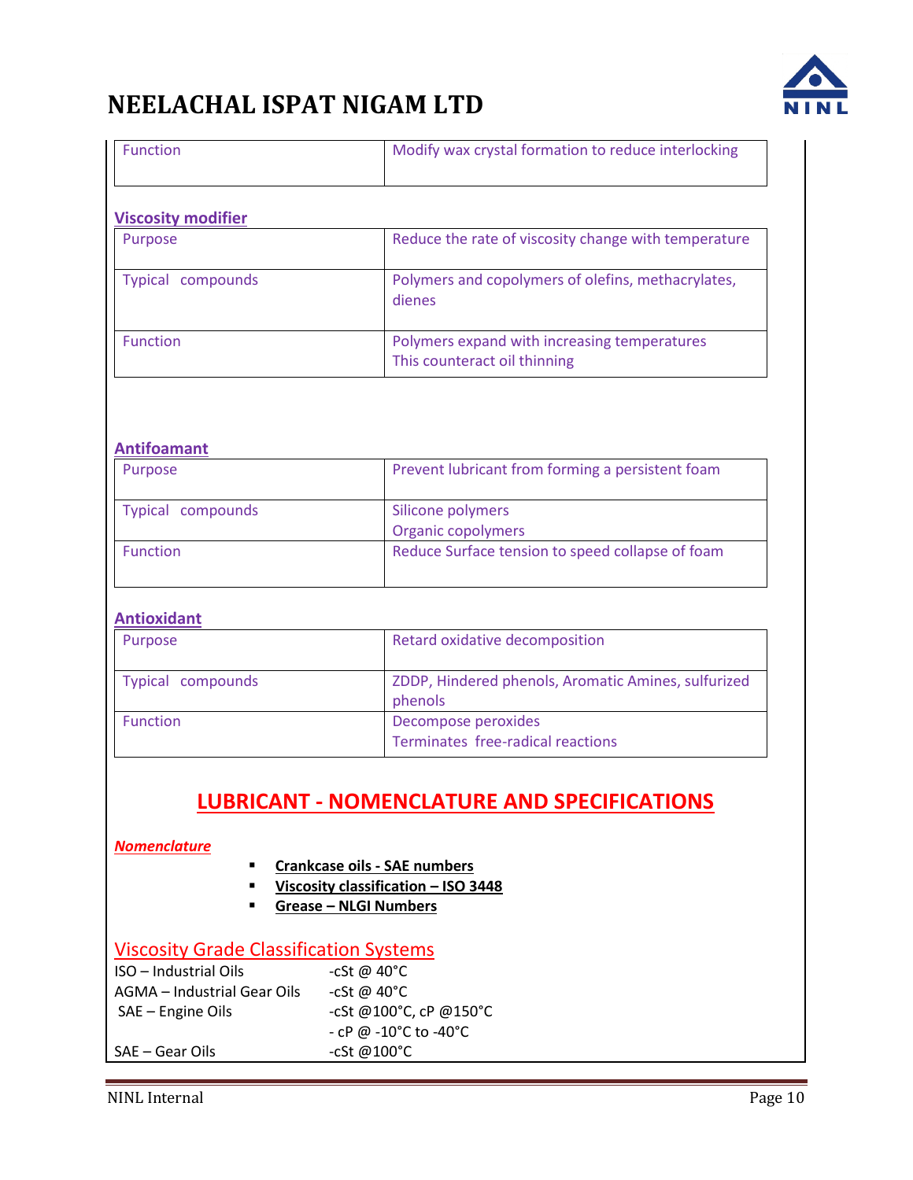| Function | Modify wax crystal formation to reduce interlocking |
|---|---|

**Viscosity modifier**

| Purpose | Reduce the rate of viscosity change with temperature |
|---|---|
| Typical compounds | Polymers and copolymers of olefins, methacrylates, dienes |
| Function | Polymers expand with increasing temperatures<br>This counteract oil thinning |

**Antifoamant**

| Purpose | Prevent lubricant from forming a persistent foam |
|---|---|
| Typical compounds | Silicone polymers<br>Organic copolymers |
| Function | Reduce Surface tension to speed collapse of foam |

**Antioxidant**

| Purpose | Retard oxidative decomposition |
|---|---|
| Typical compounds | ZDDP, Hindered phenols, Aromatic Amines, sulfurized phenols |
| Function | Decompose peroxides<br>Terminates free-radical reactions |

## LUBRICANT - NOMENCLATURE AND SPECIFICATIONS

***Nomenclature***

- **Crankcase oils - SAE numbers**
- **Viscosity classification – ISO 3448**
- **Grease – NLGI Numbers**

### Viscosity Grade Classification Systems

| | |
|---|---|
| ISO – Industrial Oils | -cSt @ 40°C |
| AGMA – Industrial Gear Oils | -cSt @ 40°C |
| SAE – Engine Oils | -cSt @100°C, cP @150°C<br>- cP @ -10°C to -40°C |
| SAE – Gear Oils | -cSt @100°C |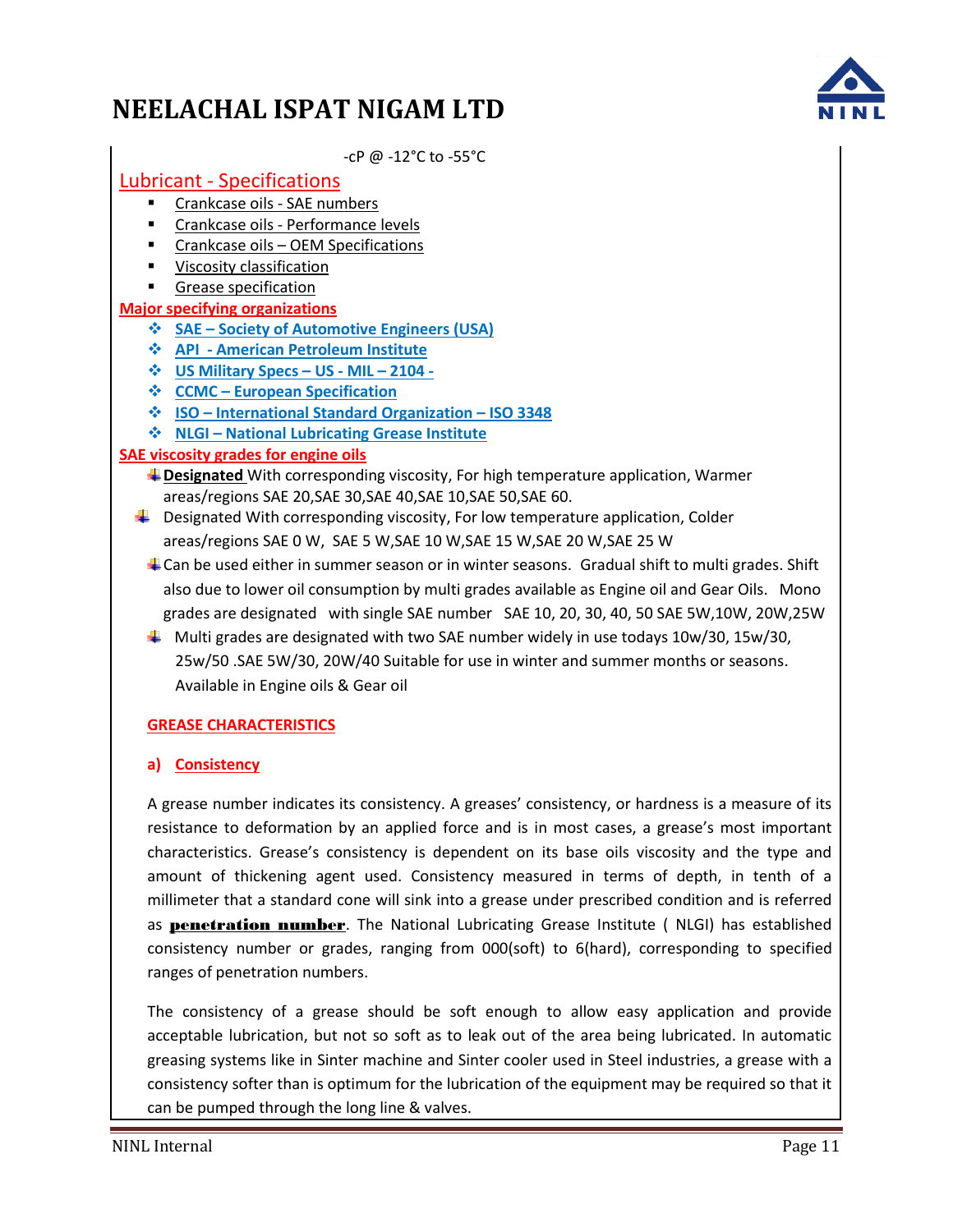-cP @ -12°C to -55°C

## Lubricant - Specifications

- Crankcase oils - SAE numbers
- Crankcase oils - Performance levels
- Crankcase oils – OEM Specifications
- Viscosity classification
- Grease specification

**Major specifying organizations**

- **SAE – Society of Automotive Engineers (USA)**
- **API - American Petroleum Institute**
- **US Military Specs – US - MIL – 2104 -**
- **CCMC – European Specification**
- **ISO – International Standard Organization – ISO 3348**
- **NLGI – National Lubricating Grease Institute**

**SAE viscosity grades for engine oils**

- **Designated** With corresponding viscosity, For high temperature application, Warmer areas/regions SAE 20,SAE 30,SAE 40,SAE 10,SAE 50,SAE 60.
- Designated With corresponding viscosity, For low temperature application, Colder areas/regions SAE 0 W, SAE 5 W,SAE 10 W,SAE 15 W,SAE 20 W,SAE 25 W
- Can be used either in summer season or in winter seasons. Gradual shift to multi grades. Shift also due to lower oil consumption by multi grades available as Engine oil and Gear Oils. Mono grades are designated with single SAE number SAE 10, 20, 30, 40, 50 SAE 5W,10W, 20W,25W
- Multi grades are designated with two SAE number widely in use todays 10w/30, 15w/30, 25w/50 .SAE 5W/30, 20W/40 Suitable for use in winter and summer months or seasons. Available in Engine oils & Gear oil

**GREASE CHARACTERISTICS**

**a) Consistency**

A grease number indicates its consistency. A greases' consistency, or hardness is a measure of its resistance to deformation by an applied force and is in most cases, a grease's most important characteristics. Grease's consistency is dependent on its base oils viscosity and the type and amount of thickening agent used. Consistency measured in terms of depth, in tenth of a millimeter that a standard cone will sink into a grease under prescribed condition and is referred as **penetration number**. The National Lubricating Grease Institute ( NLGI) has established consistency number or grades, ranging from 000(soft) to 6(hard), corresponding to specified ranges of penetration numbers.

The consistency of a grease should be soft enough to allow easy application and provide acceptable lubrication, but not so soft as to leak out of the area being lubricated. In automatic greasing systems like in Sinter machine and Sinter cooler used in Steel industries, a grease with a consistency softer than is optimum for the lubrication of the equipment may be required so that it can be pumped through the long line & valves.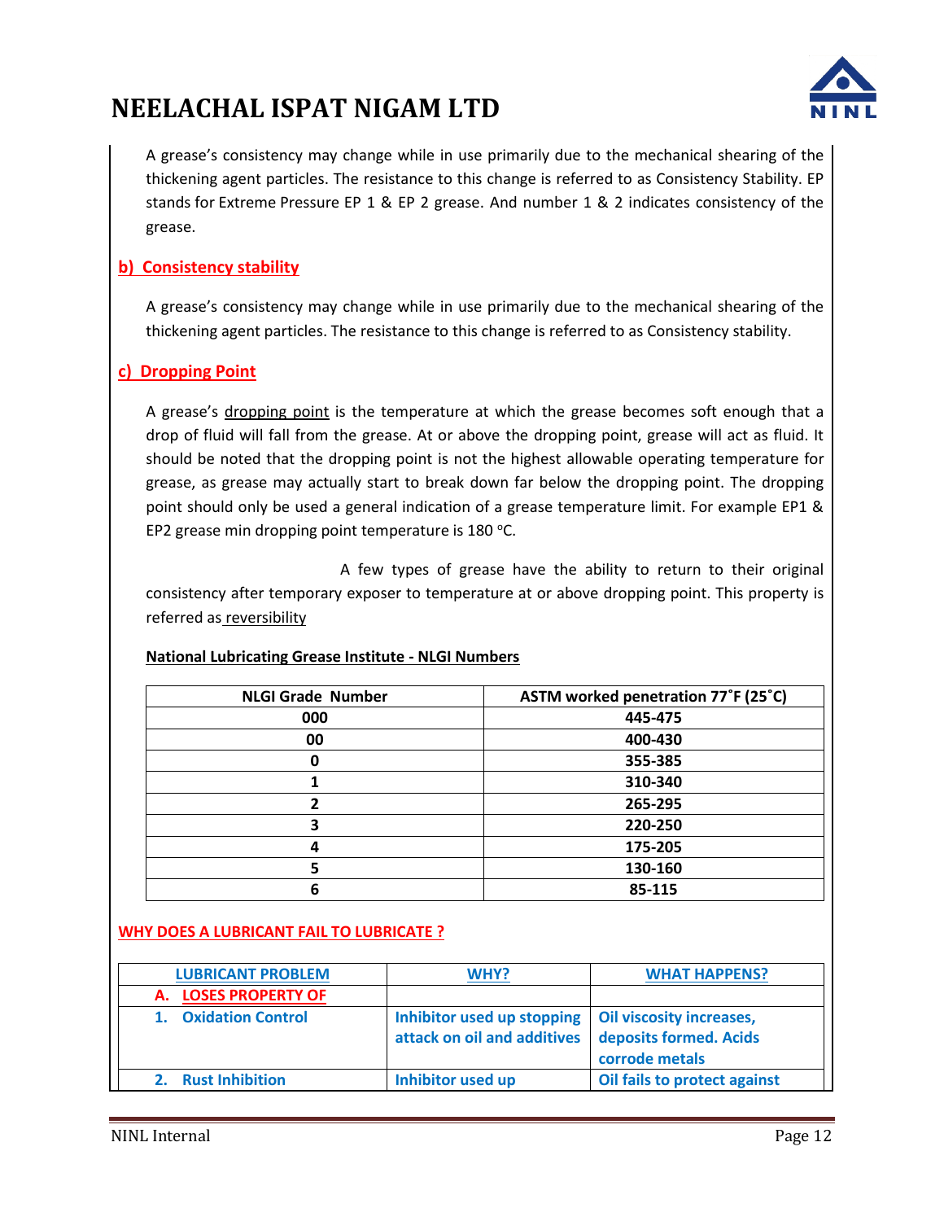A grease's consistency may change while in use primarily due to the mechanical shearing of the thickening agent particles. The resistance to this change is referred to as Consistency Stability. EP stands for Extreme Pressure EP 1 & EP 2 grease. And number 1 & 2 indicates consistency of the grease.

## b) Consistency stability

A grease's consistency may change while in use primarily due to the mechanical shearing of the thickening agent particles. The resistance to this change is referred to as Consistency stability.

## c) Dropping Point

A grease's dropping point is the temperature at which the grease becomes soft enough that a drop of fluid will fall from the grease. At or above the dropping point, grease will act as fluid. It should be noted that the dropping point is not the highest allowable operating temperature for grease, as grease may actually start to break down far below the dropping point. The dropping point should only be used a general indication of a grease temperature limit. For example EP1 & EP2 grease min dropping point temperature is 180 °C.

A few types of grease have the ability to return to their original consistency after temporary exposer to temperature at or above dropping point. This property is referred as reversibility

**National Lubricating Grease Institute - NLGI Numbers**

| NLGI Grade Number | ASTM worked penetration 77˚F (25˚C) |
|---|---|
| 000 | 445-475 |
| 00 | 400-430 |
| 0 | 355-385 |
| 1 | 310-340 |
| 2 | 265-295 |
| 3 | 220-250 |
| 4 | 175-205 |
| 5 | 130-160 |
| 6 | 85-115 |

## WHY DOES A LUBRICANT FAIL TO LUBRICATE ?

| LUBRICANT PROBLEM | WHY? | WHAT HAPPENS? |
|---|---|---|
| A. LOSES PROPERTY OF | | |
| 1. Oxidation Control | Inhibitor used up stopping attack on oil and additives | Oil viscosity increases, deposits formed. Acids corrode metals |
| 2. Rust Inhibition | Inhibitor used up | Oil fails to protect against |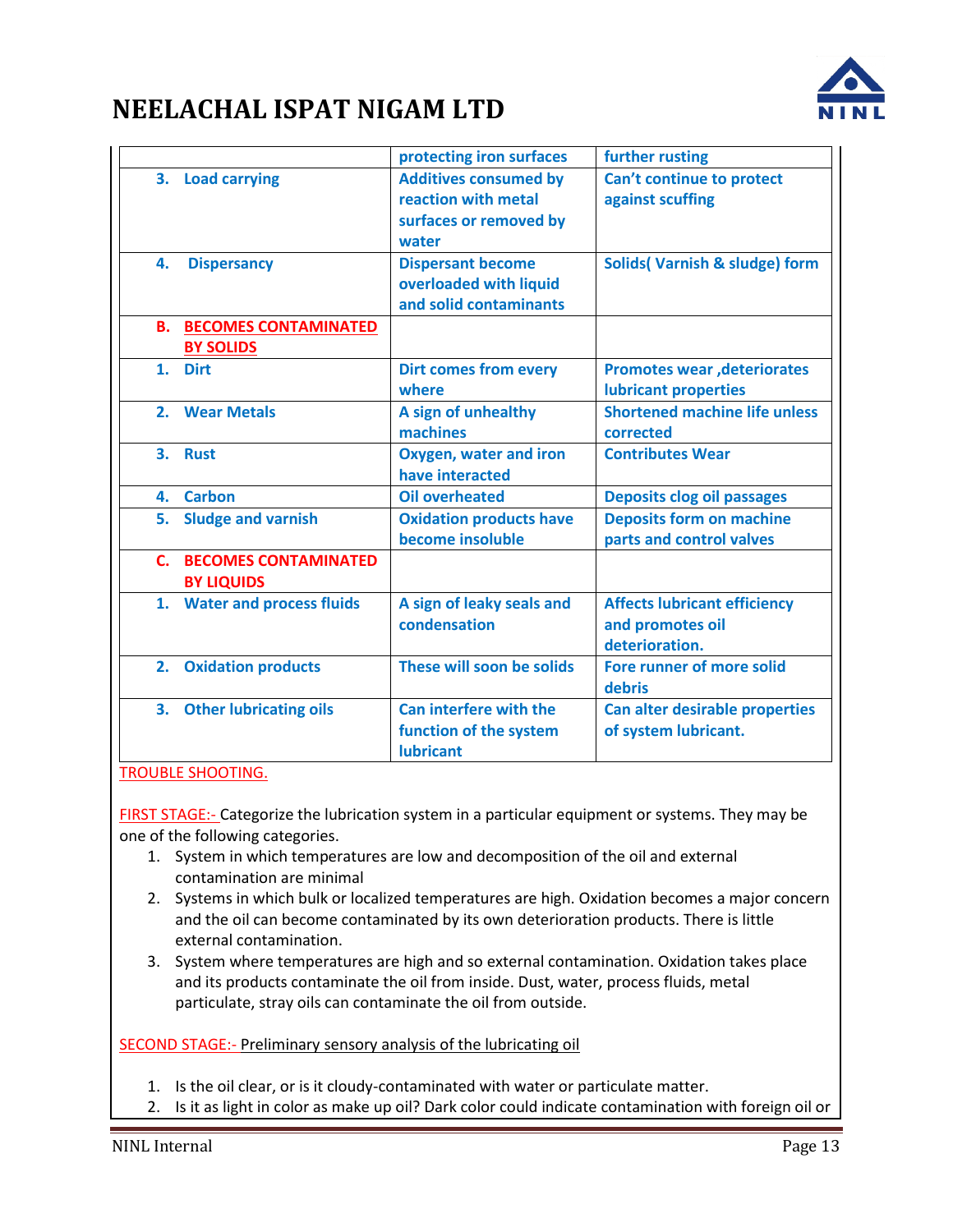| | protecting iron surfaces | further rusting |
|---|---|---|
| 3. Load carrying | Additives consumed by reaction with metal surfaces or removed by water | Can't continue to protect against scuffing |
| 4. Dispersancy | Dispersant become overloaded with liquid and solid contaminants | Solids( Varnish & sludge) form |
| **B. BECOMES CONTAMINATED BY SOLIDS** | | |
| 1. Dirt | Dirt comes from every where | Promotes wear ,deteriorates lubricant properties |
| 2. Wear Metals | A sign of unhealthy machines | Shortened machine life unless corrected |
| 3. Rust | Oxygen, water and iron have interacted | Contributes Wear |
| 4. Carbon | Oil overheated | Deposits clog oil passages |
| 5. Sludge and varnish | Oxidation products have become insoluble | Deposits form on machine parts and control valves |
| **C. BECOMES CONTAMINATED BY LIQUIDS** | | |
| 1. Water and process fluids | A sign of leaky seals and condensation | Affects lubricant efficiency and promotes oil deterioration. |
| 2. Oxidation products | These will soon be solids | Fore runner of more solid debris |
| 3. Other lubricating oils | Can interfere with the function of the system lubricant | Can alter desirable properties of system lubricant. |

TROUBLE SHOOTING.

FIRST STAGE:- Categorize the lubrication system in a particular equipment or systems. They may be one of the following categories.

1. System in which temperatures are low and decomposition of the oil and external contamination are minimal
2. Systems in which bulk or localized temperatures are high. Oxidation becomes a major concern and the oil can become contaminated by its own deterioration products. There is little external contamination.
3. System where temperatures are high and so external contamination. Oxidation takes place and its products contaminate the oil from inside. Dust, water, process fluids, metal particulate, stray oils can contaminate the oil from outside.

SECOND STAGE:- Preliminary sensory analysis of the lubricating oil

1. Is the oil clear, or is it cloudy-contaminated with water or particulate matter.
2. Is it as light in color as make up oil? Dark color could indicate contamination with foreign oil or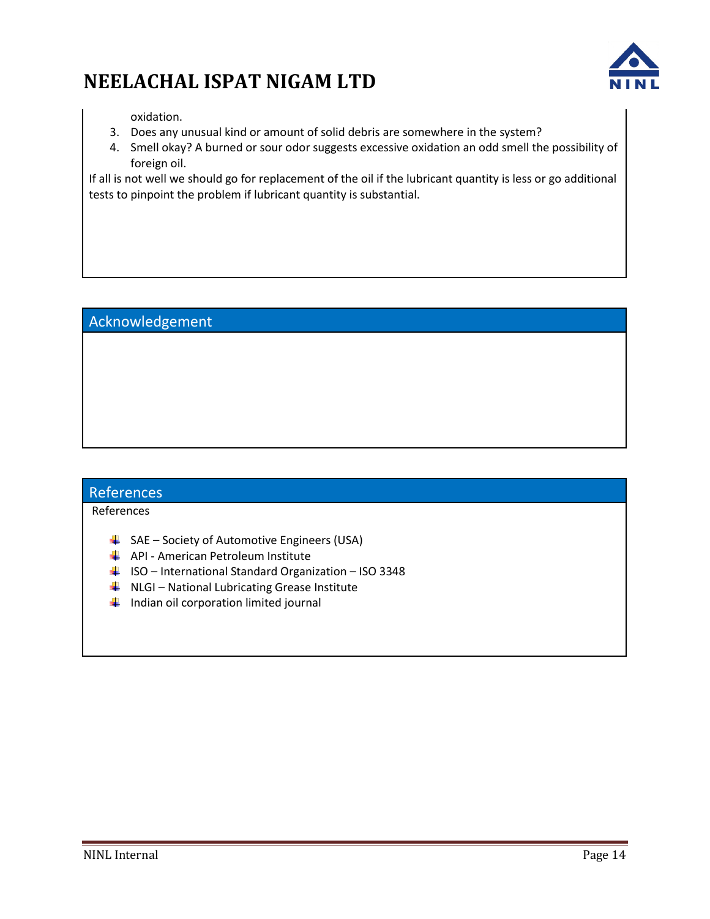oxidation.

3. Does any unusual kind or amount of solid debris are somewhere in the system?
4. Smell okay? A burned or sour odor suggests excessive oxidation an odd smell the possibility of foreign oil.

If all is not well we should go for replacement of the oil if the lubricant quantity is less or go additional tests to pinpoint the problem if lubricant quantity is substantial.

## Acknowledgement

## References

References

- SAE – Society of Automotive Engineers (USA)
- API - American Petroleum Institute
- ISO – International Standard Organization – ISO 3348
- NLGI – National Lubricating Grease Institute
- Indian oil corporation limited journal